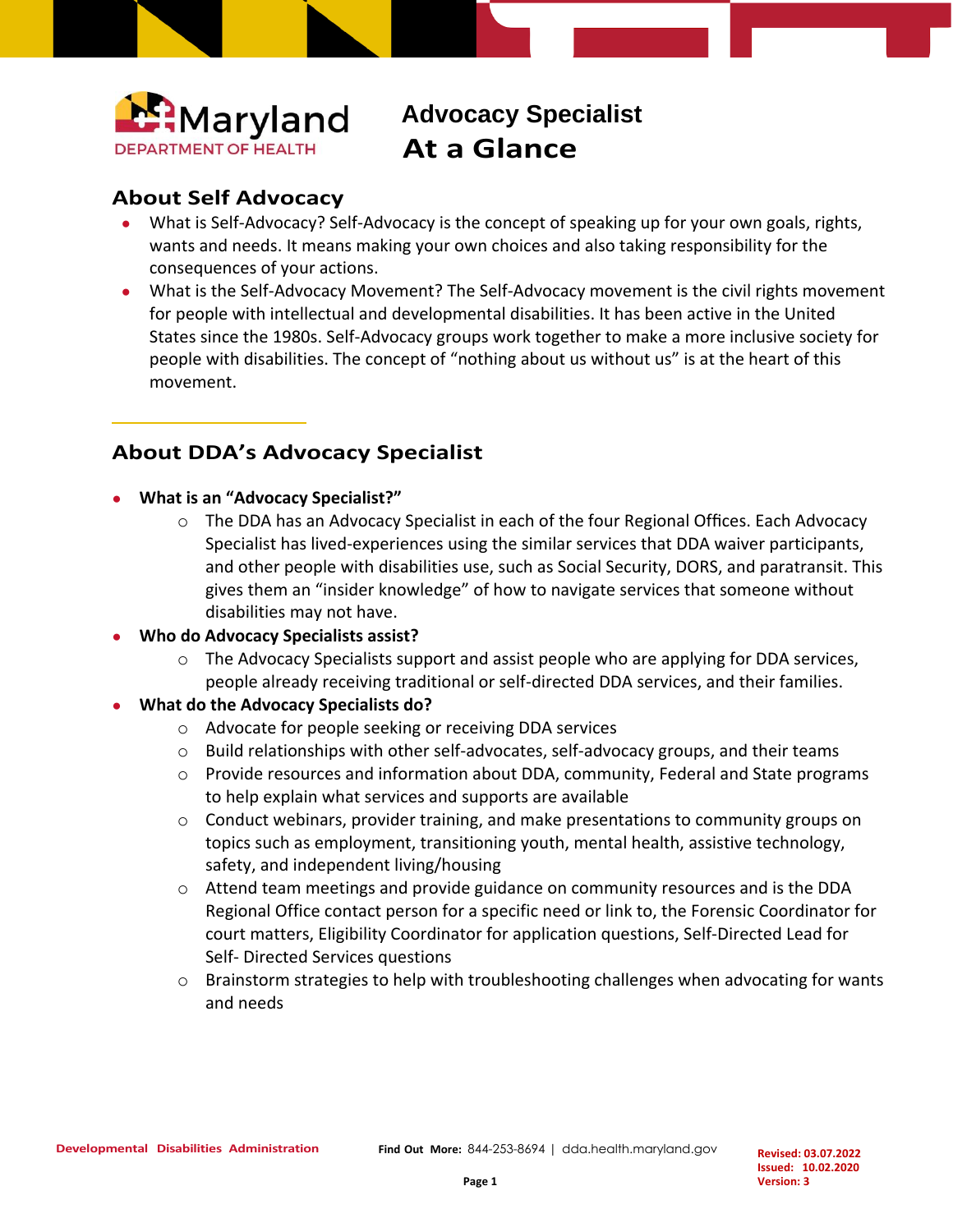Maryland DEPARTMENT OF HEALTH

# Advocacy Specialist At a Glance

## About Self Advocacy

- What is Self-Advocacy? Self-Advocacy is the concept of speaking up for your own goals, rights, wants and needs. It means making your own choices and also taking responsibility for the consequences of your actions.
- What is the Self-Advocacy Movement? The Self-Advocacy movement is the civil rights movement for people with intellectual and developmental disabilities. It has been active in the United States since the 1980s. Self-Advocacy groups work together to make a more inclusive society for people with disabilities. The concept of "nothing about us without us" is at the heart of this movement.

## About DDA's Advocacy Specialist

- **What is an "Advocacy Specialist?"**
  - The DDA has an Advocacy Specialist in each of the four Regional Offices. Each Advocacy Specialist has lived-experiences using the similar services that DDA waiver participants, and other people with disabilities use, such as Social Security, DORS, and paratransit. This gives them an "insider knowledge" of how to navigate services that someone without disabilities may not have.
- **Who do Advocacy Specialists assist?**
  - The Advocacy Specialists support and assist people who are applying for DDA services, people already receiving traditional or self-directed DDA services, and their families.
- **What do the Advocacy Specialists do?**
  - Advocate for people seeking or receiving DDA services
  - Build relationships with other self-advocates, self-advocacy groups, and their teams
  - Provide resources and information about DDA, community, Federal and State programs to help explain what services and supports are available
  - Conduct webinars, provider training, and make presentations to community groups on topics such as employment, transitioning youth, mental health, assistive technology, safety, and independent living/housing
  - Attend team meetings and provide guidance on community resources and is the DDA Regional Office contact person for a specific need or link to, the Forensic Coordinator for court matters, Eligibility Coordinator for application questions, Self-Directed Lead for Self- Directed Services questions
  - Brainstorm strategies to help with troubleshooting challenges when advocating for wants and needs

Developmental Disabilities Administration | Find Out More: 844-253-8694 | dda.health.maryland.gov | Revised: 03.07.2022 Issued: 10.02.2020 Version: 3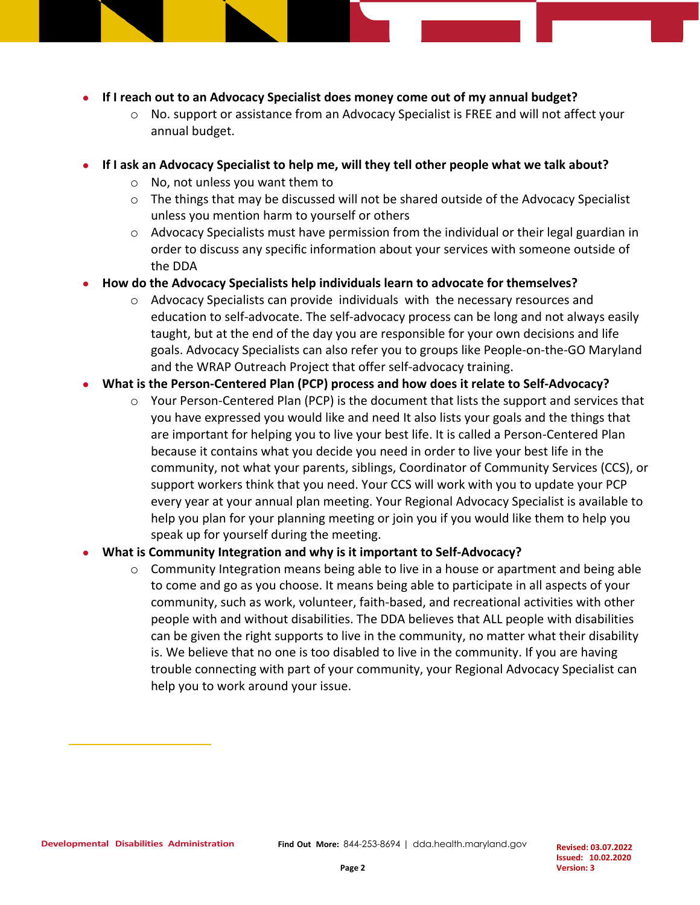- **If I reach out to an Advocacy Specialist does money come out of my annual budget?**
  - No. support or assistance from an Advocacy Specialist is FREE and will not affect your annual budget.

- **If I ask an Advocacy Specialist to help me, will they tell other people what we talk about?**
  - No, not unless you want them to
  - The things that may be discussed will not be shared outside of the Advocacy Specialist unless you mention harm to yourself or others
  - Advocacy Specialists must have permission from the individual or their legal guardian in order to discuss any specific information about your services with someone outside of the DDA
- **How do the Advocacy Specialists help individuals learn to advocate for themselves?**
  - Advocacy Specialists can provide individuals with the necessary resources and education to self-advocate. The self-advocacy process can be long and not always easily taught, but at the end of the day you are responsible for your own decisions and life goals. Advocacy Specialists can also refer you to groups like People-on-the-GO Maryland and the WRAP Outreach Project that offer self-advocacy training.
- **What is the Person-Centered Plan (PCP) process and how does it relate to Self-Advocacy?**
  - Your Person-Centered Plan (PCP) is the document that lists the support and services that you have expressed you would like and need It also lists your goals and the things that are important for helping you to live your best life. It is called a Person-Centered Plan because it contains what you decide you need in order to live your best life in the community, not what your parents, siblings, Coordinator of Community Services (CCS), or support workers think that you need. Your CCS will work with you to update your PCP every year at your annual plan meeting. Your Regional Advocacy Specialist is available to help you plan for your planning meeting or join you if you would like them to help you speak up for yourself during the meeting.
- **What is Community Integration and why is it important to Self-Advocacy?**
  - Community Integration means being able to live in a house or apartment and being able to come and go as you choose. It means being able to participate in all aspects of your community, such as work, volunteer, faith-based, and recreational activities with other people with and without disabilities. The DDA believes that ALL people with disabilities can be given the right supports to live in the community, no matter what their disability is. We believe that no one is too disabled to live in the community. If you are having trouble connecting with part of your community, your Regional Advocacy Specialist can help you to work around your issue.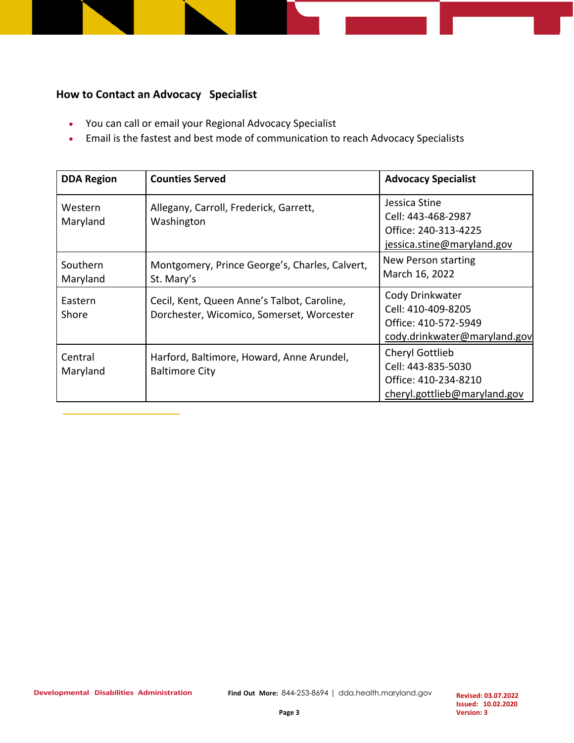### How to Contact an Advocacy Specialist

- You can call or email your Regional Advocacy Specialist
- Email is the fastest and best mode of communication to reach Advocacy Specialists

| DDA Region | Counties Served | Advocacy Specialist |
|---|---|---|
| Western Maryland | Allegany, Carroll, Frederick, Garrett, Washington | Jessica Stine<br>Cell: 443-468-2987<br>Office: 240-313-4225<br>jessica.stine@maryland.gov |
| Southern Maryland | Montgomery, Prince George's, Charles, Calvert, St. Mary's | New Person starting March 16, 2022 |
| Eastern Shore | Cecil, Kent, Queen Anne's Talbot, Caroline, Dorchester, Wicomico, Somerset, Worcester | Cody Drinkwater<br>Cell: 410-409-8205<br>Office: 410-572-5949<br>cody.drinkwater@maryland.gov |
| Central Maryland | Harford, Baltimore, Howard, Anne Arundel, Baltimore City | Cheryl Gottlieb<br>Cell: 443-835-5030<br>Office: 410-234-8210<br>cheryl.gottlieb@maryland.gov |